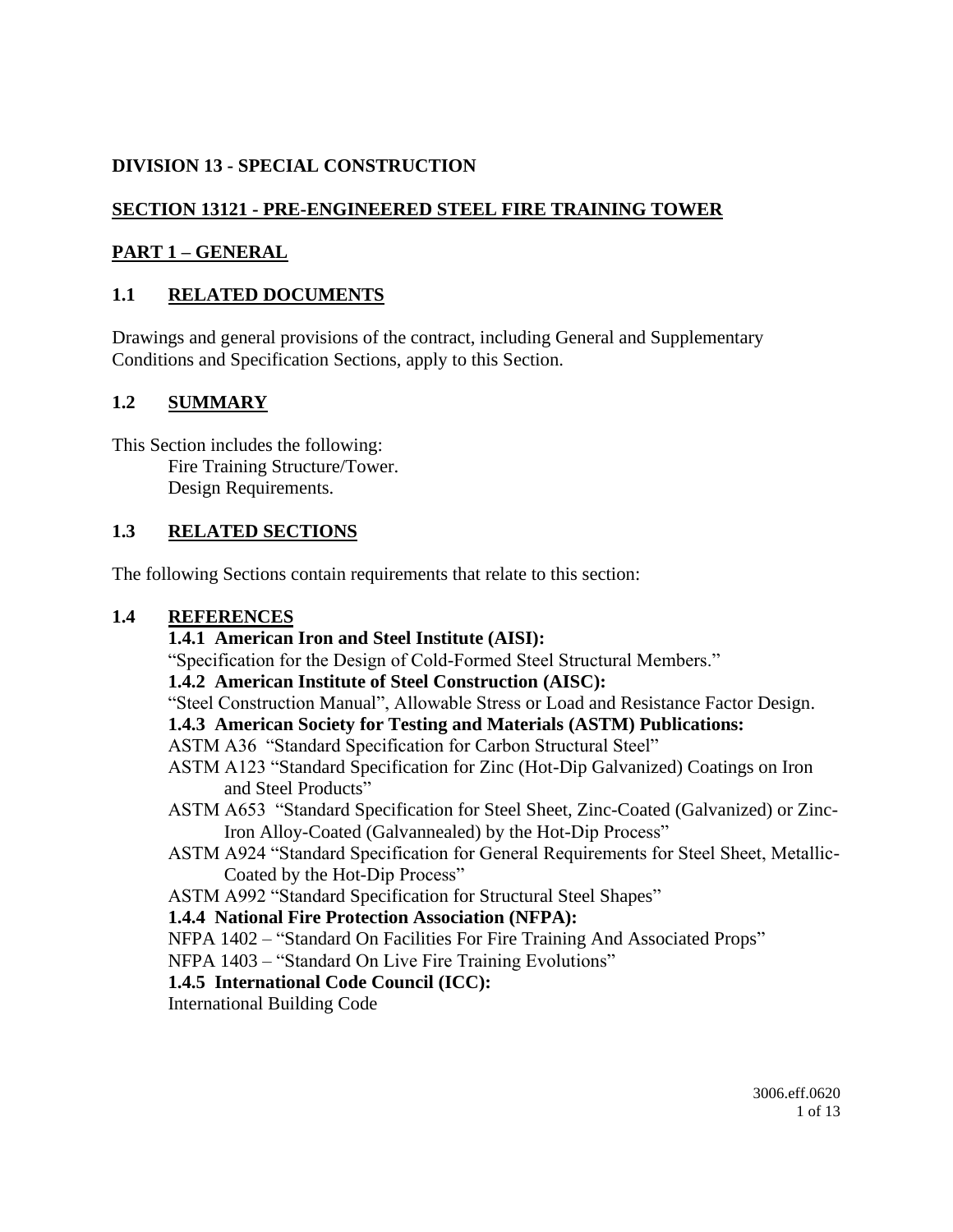# DIVISION 13 - SPECIAL CONSTRUCTION

## SECTION 13121 - PRE-ENGINEERED STEEL FIRE TRAINING TOWER

## PART 1 – GENERAL

### 1.1 RELATED DOCUMENTS

Drawings and general provisions of the contract, including General and Supplementary Conditions and Specification Sections, apply to this Section.

### 1.2 SUMMARY

This Section includes the following:

- Fire Training Structure/Tower.
- Design Requirements.

### 1.3 RELATED SECTIONS

The following Sections contain requirements that relate to this section:

### 1.4 REFERENCES

**1.4.1 American Iron and Steel Institute (AISI):**

"Specification for the Design of Cold-Formed Steel Structural Members."

**1.4.2 American Institute of Steel Construction (AISC):**

"Steel Construction Manual", Allowable Stress or Load and Resistance Factor Design.

**1.4.3 American Society for Testing and Materials (ASTM) Publications:**

- ASTM A36 "Standard Specification for Carbon Structural Steel"
- ASTM A123 "Standard Specification for Zinc (Hot-Dip Galvanized) Coatings on Iron and Steel Products"
- ASTM A653 "Standard Specification for Steel Sheet, Zinc-Coated (Galvanized) or Zinc-Iron Alloy-Coated (Galvannealed) by the Hot-Dip Process"
- ASTM A924 "Standard Specification for General Requirements for Steel Sheet, Metallic-Coated by the Hot-Dip Process"
- ASTM A992 "Standard Specification for Structural Steel Shapes"

**1.4.4 National Fire Protection Association (NFPA):**

- NFPA 1402 – "Standard On Facilities For Fire Training And Associated Props"
- NFPA 1403 – "Standard On Live Fire Training Evolutions"

**1.4.5 International Code Council (ICC):**

International Building Code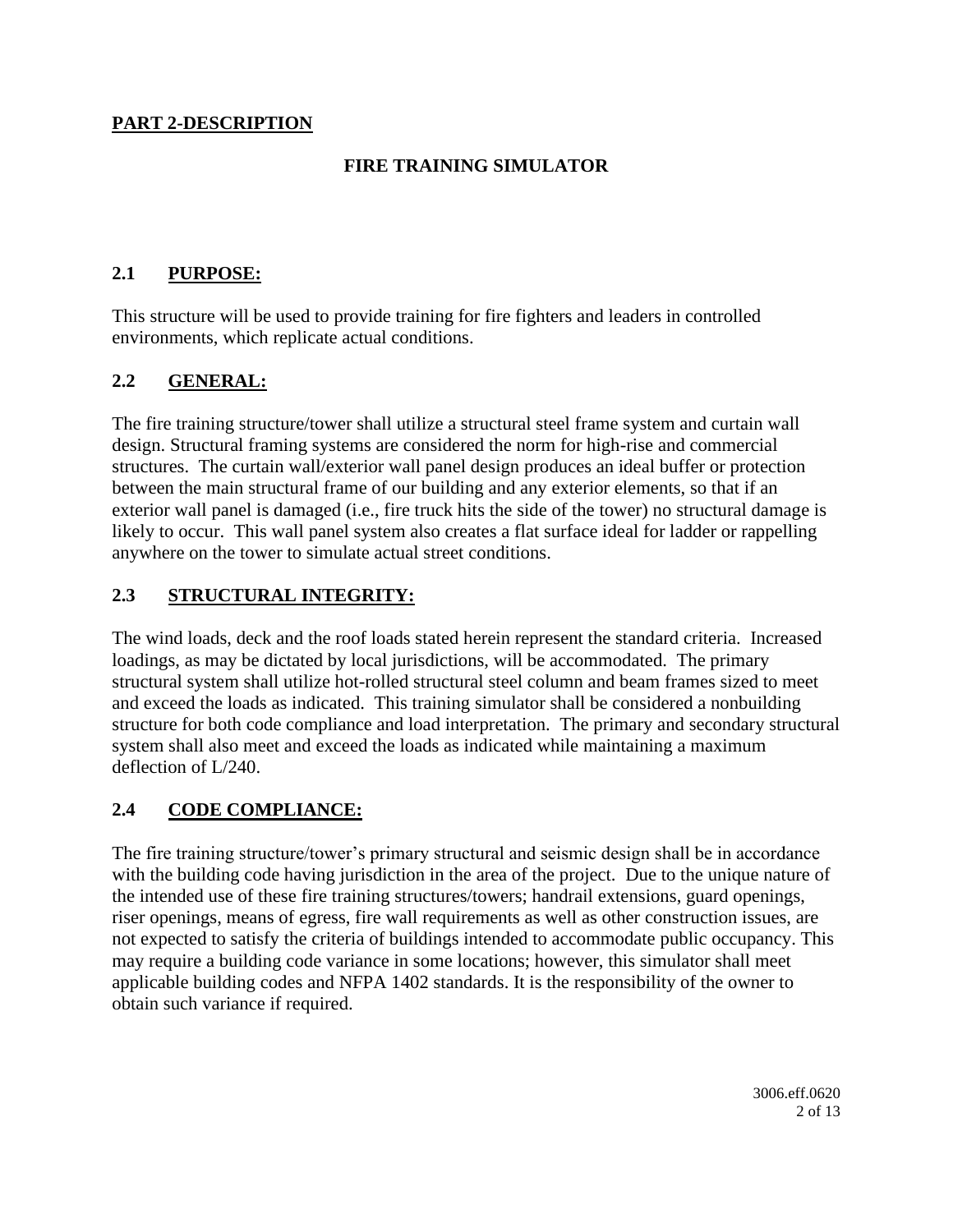## PART 2-DESCRIPTION

### FIRE TRAINING SIMULATOR

### 2.1 PURPOSE:

This structure will be used to provide training for fire fighters and leaders in controlled environments, which replicate actual conditions.

### 2.2 GENERAL:

The fire training structure/tower shall utilize a structural steel frame system and curtain wall design. Structural framing systems are considered the norm for high-rise and commercial structures. The curtain wall/exterior wall panel design produces an ideal buffer or protection between the main structural frame of our building and any exterior elements, so that if an exterior wall panel is damaged (i.e., fire truck hits the side of the tower) no structural damage is likely to occur. This wall panel system also creates a flat surface ideal for ladder or rappelling anywhere on the tower to simulate actual street conditions.

### 2.3 STRUCTURAL INTEGRITY:

The wind loads, deck and the roof loads stated herein represent the standard criteria. Increased loadings, as may be dictated by local jurisdictions, will be accommodated. The primary structural system shall utilize hot-rolled structural steel column and beam frames sized to meet and exceed the loads as indicated. This training simulator shall be considered a nonbuilding structure for both code compliance and load interpretation. The primary and secondary structural system shall also meet and exceed the loads as indicated while maintaining a maximum deflection of L/240.

### 2.4 CODE COMPLIANCE:

The fire training structure/tower's primary structural and seismic design shall be in accordance with the building code having jurisdiction in the area of the project. Due to the unique nature of the intended use of these fire training structures/towers; handrail extensions, guard openings, riser openings, means of egress, fire wall requirements as well as other construction issues, are not expected to satisfy the criteria of buildings intended to accommodate public occupancy. This may require a building code variance in some locations; however, this simulator shall meet applicable building codes and NFPA 1402 standards. It is the responsibility of the owner to obtain such variance if required.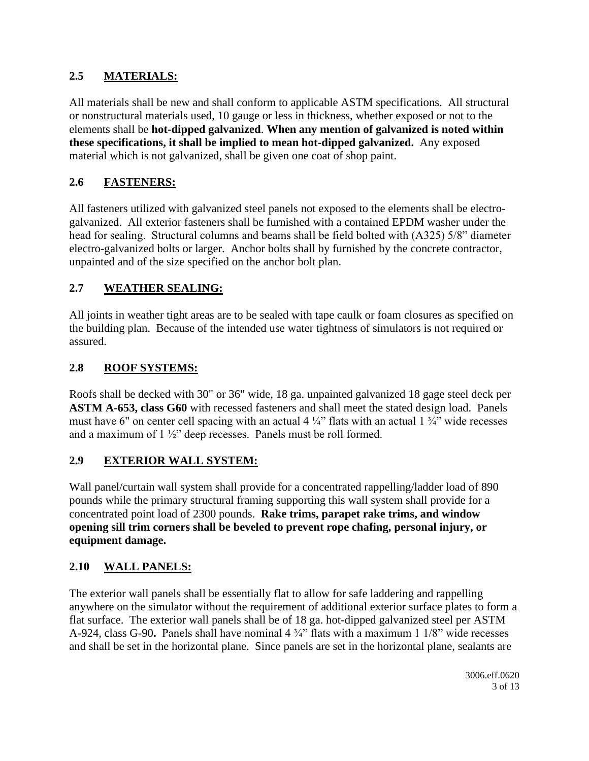## 2.5 MATERIALS:

All materials shall be new and shall conform to applicable ASTM specifications. All structural or nonstructural materials used, 10 gauge or less in thickness, whether exposed or not to the elements shall be **hot-dipped galvanized**. **When any mention of galvanized is noted within these specifications, it shall be implied to mean hot-dipped galvanized.** Any exposed material which is not galvanized, shall be given one coat of shop paint.

## 2.6 FASTENERS:

All fasteners utilized with galvanized steel panels not exposed to the elements shall be electro-galvanized. All exterior fasteners shall be furnished with a contained EPDM washer under the head for sealing. Structural columns and beams shall be field bolted with (A325) 5/8" diameter electro-galvanized bolts or larger. Anchor bolts shall by furnished by the concrete contractor, unpainted and of the size specified on the anchor bolt plan.

## 2.7 WEATHER SEALING:

All joints in weather tight areas are to be sealed with tape caulk or foam closures as specified on the building plan. Because of the intended use water tightness of simulators is not required or assured.

## 2.8 ROOF SYSTEMS:

Roofs shall be decked with 30" or 36" wide, 18 ga. unpainted galvanized 18 gage steel deck per **ASTM A-653, class G60** with recessed fasteners and shall meet the stated design load. Panels must have 6" on center cell spacing with an actual 4 ¼" flats with an actual 1 ¾" wide recesses and a maximum of 1 ½" deep recesses. Panels must be roll formed.

## 2.9 EXTERIOR WALL SYSTEM:

Wall panel/curtain wall system shall provide for a concentrated rappelling/ladder load of 890 pounds while the primary structural framing supporting this wall system shall provide for a concentrated point load of 2300 pounds. **Rake trims, parapet rake trims, and window opening sill trim corners shall be beveled to prevent rope chafing, personal injury, or equipment damage.**

## 2.10 WALL PANELS:

The exterior wall panels shall be essentially flat to allow for safe laddering and rappelling anywhere on the simulator without the requirement of additional exterior surface plates to form a flat surface. The exterior wall panels shall be of 18 ga. hot-dipped galvanized steel per ASTM A-924, class G-90**.** Panels shall have nominal 4 ¾" flats with a maximum 1 1/8" wide recesses and shall be set in the horizontal plane. Since panels are set in the horizontal plane, sealants are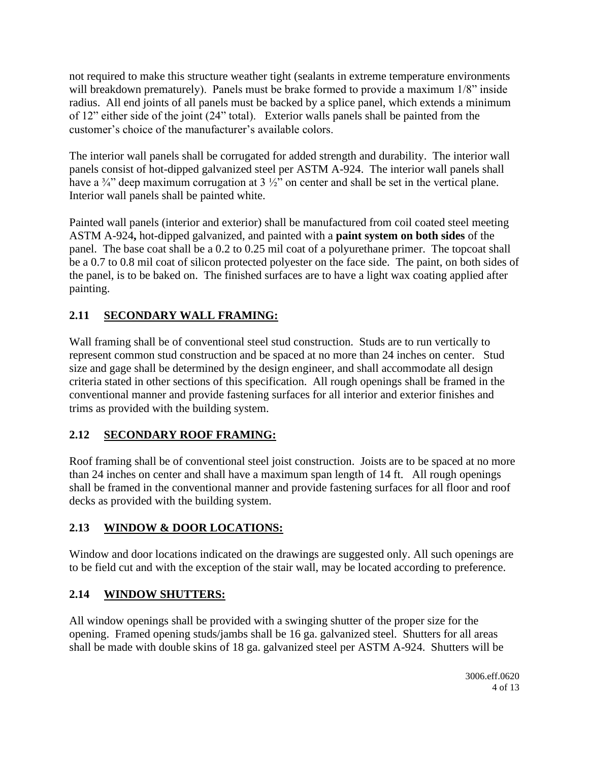not required to make this structure weather tight (sealants in extreme temperature environments will breakdown prematurely). Panels must be brake formed to provide a maximum 1/8" inside radius. All end joints of all panels must be backed by a splice panel, which extends a minimum of 12" either side of the joint (24" total). Exterior walls panels shall be painted from the customer's choice of the manufacturer's available colors.

The interior wall panels shall be corrugated for added strength and durability. The interior wall panels consist of hot-dipped galvanized steel per ASTM A-924. The interior wall panels shall have a ¾" deep maximum corrugation at 3 ½" on center and shall be set in the vertical plane. Interior wall panels shall be painted white.

Painted wall panels (interior and exterior) shall be manufactured from coil coated steel meeting ASTM A-924**,** hot-dipped galvanized, and painted with a **paint system on both sides** of the panel. The base coat shall be a 0.2 to 0.25 mil coat of a polyurethane primer. The topcoat shall be a 0.7 to 0.8 mil coat of silicon protected polyester on the face side. The paint, on both sides of the panel, is to be baked on. The finished surfaces are to have a light wax coating applied after painting.

## 2.11 SECONDARY WALL FRAMING:

Wall framing shall be of conventional steel stud construction. Studs are to run vertically to represent common stud construction and be spaced at no more than 24 inches on center. Stud size and gage shall be determined by the design engineer, and shall accommodate all design criteria stated in other sections of this specification. All rough openings shall be framed in the conventional manner and provide fastening surfaces for all interior and exterior finishes and trims as provided with the building system.

## 2.12 SECONDARY ROOF FRAMING:

Roof framing shall be of conventional steel joist construction. Joists are to be spaced at no more than 24 inches on center and shall have a maximum span length of 14 ft. All rough openings shall be framed in the conventional manner and provide fastening surfaces for all floor and roof decks as provided with the building system.

## 2.13 WINDOW & DOOR LOCATIONS:

Window and door locations indicated on the drawings are suggested only. All such openings are to be field cut and with the exception of the stair wall, may be located according to preference.

## 2.14 WINDOW SHUTTERS:

All window openings shall be provided with a swinging shutter of the proper size for the opening. Framed opening studs/jambs shall be 16 ga. galvanized steel. Shutters for all areas shall be made with double skins of 18 ga. galvanized steel per ASTM A-924. Shutters will be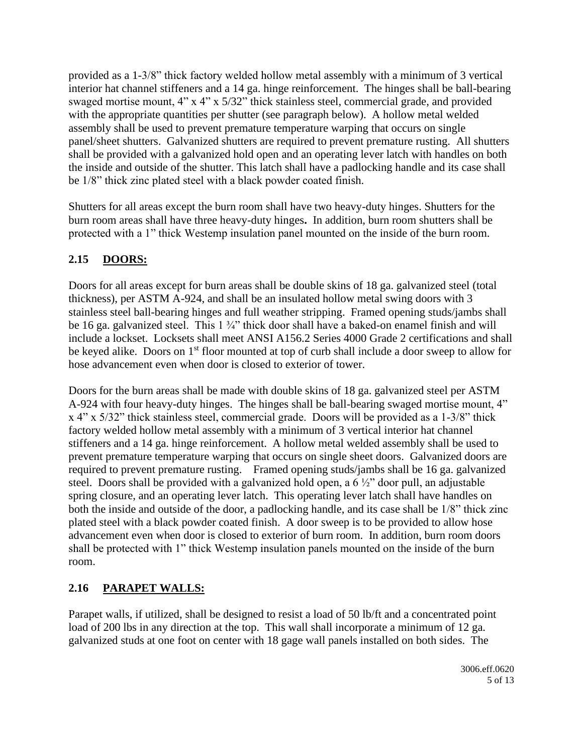provided as a 1-3/8" thick factory welded hollow metal assembly with a minimum of 3 vertical interior hat channel stiffeners and a 14 ga. hinge reinforcement. The hinges shall be ball-bearing swaged mortise mount, 4" x 4" x 5/32" thick stainless steel, commercial grade, and provided with the appropriate quantities per shutter (see paragraph below). A hollow metal welded assembly shall be used to prevent premature temperature warping that occurs on single panel/sheet shutters. Galvanized shutters are required to prevent premature rusting. All shutters shall be provided with a galvanized hold open and an operating lever latch with handles on both the inside and outside of the shutter. This latch shall have a padlocking handle and its case shall be 1/8" thick zinc plated steel with a black powder coated finish.

Shutters for all areas except the burn room shall have two heavy-duty hinges. Shutters for the burn room areas shall have three heavy-duty hinges**.** In addition, burn room shutters shall be protected with a 1" thick Westemp insulation panel mounted on the inside of the burn room.

## 2.15 DOORS:

Doors for all areas except for burn areas shall be double skins of 18 ga. galvanized steel (total thickness), per ASTM A-924, and shall be an insulated hollow metal swing doors with 3 stainless steel ball-bearing hinges and full weather stripping. Framed opening studs/jambs shall be 16 ga. galvanized steel. This 1 ¾" thick door shall have a baked-on enamel finish and will include a lockset. Locksets shall meet ANSI A156.2 Series 4000 Grade 2 certifications and shall be keyed alike. Doors on 1st floor mounted at top of curb shall include a door sweep to allow for hose advancement even when door is closed to exterior of tower.

Doors for the burn areas shall be made with double skins of 18 ga. galvanized steel per ASTM A-924 with four heavy-duty hinges. The hinges shall be ball-bearing swaged mortise mount, 4" x 4" x 5/32" thick stainless steel, commercial grade. Doors will be provided as a 1-3/8" thick factory welded hollow metal assembly with a minimum of 3 vertical interior hat channel stiffeners and a 14 ga. hinge reinforcement. A hollow metal welded assembly shall be used to prevent premature temperature warping that occurs on single sheet doors. Galvanized doors are required to prevent premature rusting. Framed opening studs/jambs shall be 16 ga. galvanized steel. Doors shall be provided with a galvanized hold open, a 6 ½" door pull, an adjustable spring closure, and an operating lever latch. This operating lever latch shall have handles on both the inside and outside of the door, a padlocking handle, and its case shall be 1/8" thick zinc plated steel with a black powder coated finish. A door sweep is to be provided to allow hose advancement even when door is closed to exterior of burn room. In addition, burn room doors shall be protected with 1" thick Westemp insulation panels mounted on the inside of the burn room.

## 2.16 PARAPET WALLS:

Parapet walls, if utilized, shall be designed to resist a load of 50 lb/ft and a concentrated point load of 200 lbs in any direction at the top. This wall shall incorporate a minimum of 12 ga. galvanized studs at one foot on center with 18 gage wall panels installed on both sides. The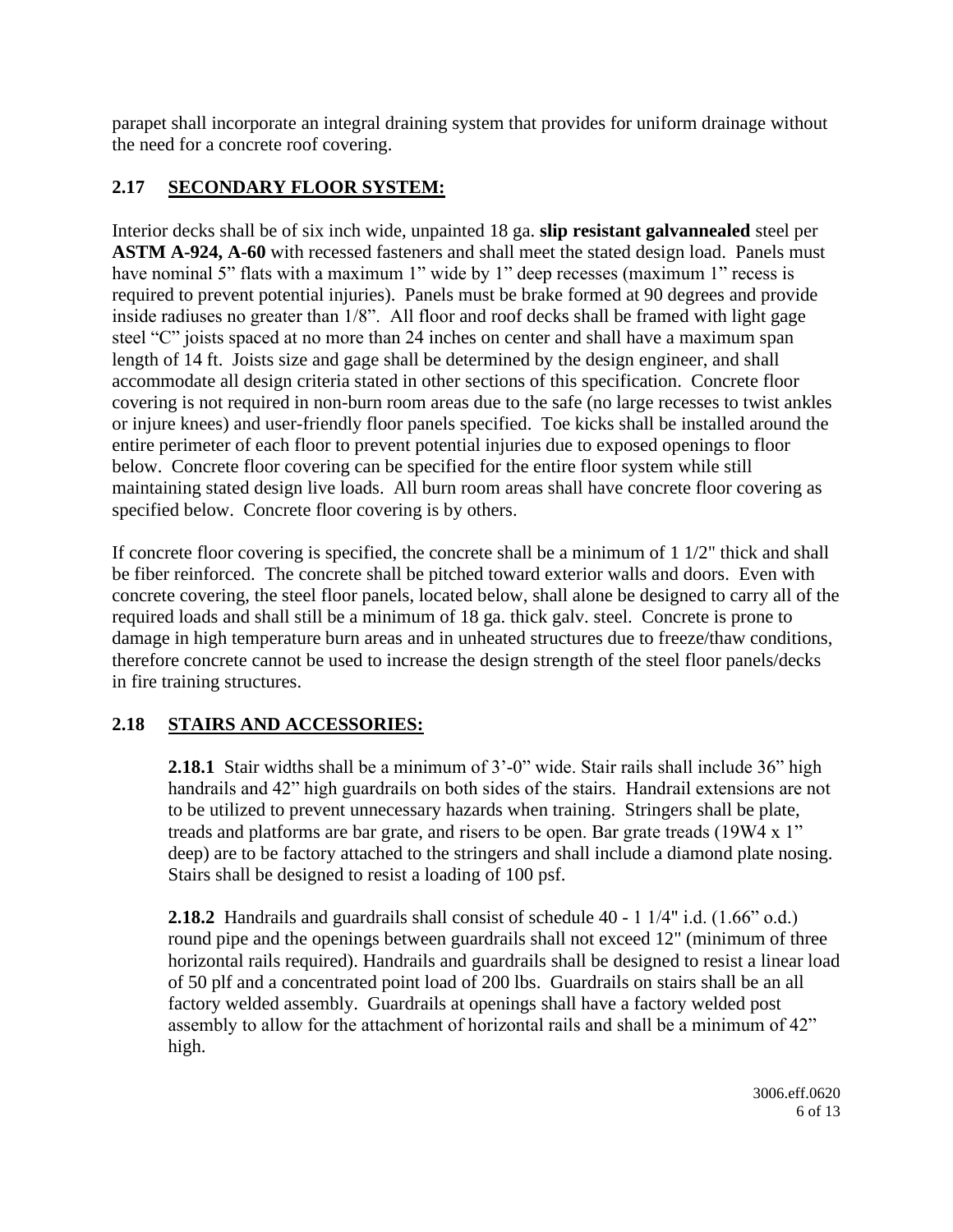parapet shall incorporate an integral draining system that provides for uniform drainage without the need for a concrete roof covering.

## 2.17 SECONDARY FLOOR SYSTEM:

Interior decks shall be of six inch wide, unpainted 18 ga. **slip resistant galvannealed** steel per **ASTM A-924, A-60** with recessed fasteners and shall meet the stated design load. Panels must have nominal 5" flats with a maximum 1" wide by 1" deep recesses (maximum 1" recess is required to prevent potential injuries). Panels must be brake formed at 90 degrees and provide inside radiuses no greater than 1/8". All floor and roof decks shall be framed with light gage steel "C" joists spaced at no more than 24 inches on center and shall have a maximum span length of 14 ft. Joists size and gage shall be determined by the design engineer, and shall accommodate all design criteria stated in other sections of this specification. Concrete floor covering is not required in non-burn room areas due to the safe (no large recesses to twist ankles or injure knees) and user-friendly floor panels specified. Toe kicks shall be installed around the entire perimeter of each floor to prevent potential injuries due to exposed openings to floor below. Concrete floor covering can be specified for the entire floor system while still maintaining stated design live loads. All burn room areas shall have concrete floor covering as specified below. Concrete floor covering is by others.

If concrete floor covering is specified, the concrete shall be a minimum of 1 1/2" thick and shall be fiber reinforced. The concrete shall be pitched toward exterior walls and doors. Even with concrete covering, the steel floor panels, located below, shall alone be designed to carry all of the required loads and shall still be a minimum of 18 ga. thick galv. steel. Concrete is prone to damage in high temperature burn areas and in unheated structures due to freeze/thaw conditions, therefore concrete cannot be used to increase the design strength of the steel floor panels/decks in fire training structures.

## 2.18 STAIRS AND ACCESSORIES:

**2.18.1** Stair widths shall be a minimum of 3'-0" wide. Stair rails shall include 36" high handrails and 42" high guardrails on both sides of the stairs. Handrail extensions are not to be utilized to prevent unnecessary hazards when training. Stringers shall be plate, treads and platforms are bar grate, and risers to be open. Bar grate treads (19W4 x 1" deep) are to be factory attached to the stringers and shall include a diamond plate nosing. Stairs shall be designed to resist a loading of 100 psf.

**2.18.2** Handrails and guardrails shall consist of schedule 40 - 1 1/4" i.d. (1.66" o.d.) round pipe and the openings between guardrails shall not exceed 12" (minimum of three horizontal rails required). Handrails and guardrails shall be designed to resist a linear load of 50 plf and a concentrated point load of 200 lbs. Guardrails on stairs shall be an all factory welded assembly. Guardrails at openings shall have a factory welded post assembly to allow for the attachment of horizontal rails and shall be a minimum of 42" high.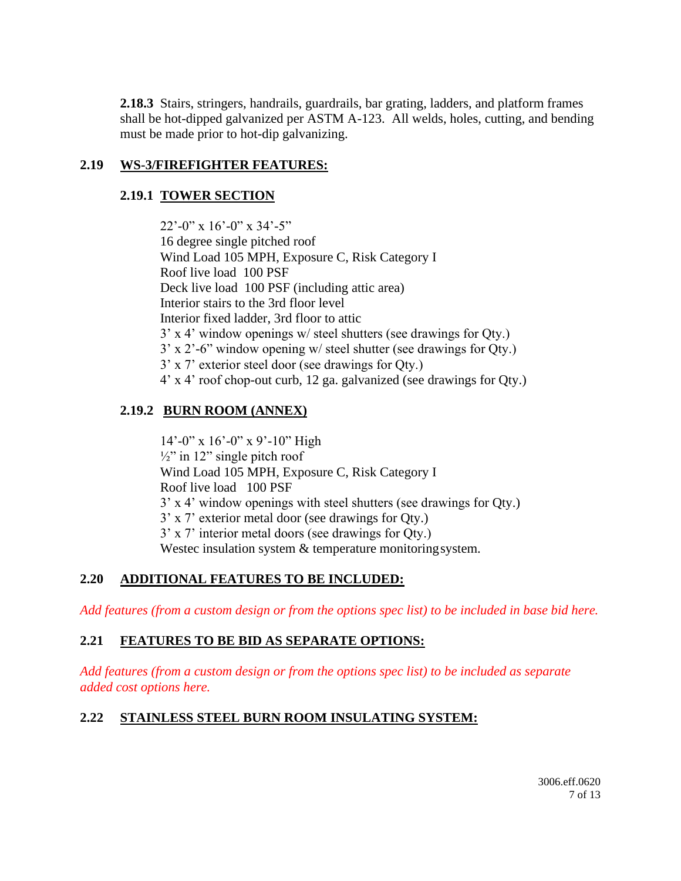**2.18.3** Stairs, stringers, handrails, guardrails, bar grating, ladders, and platform frames shall be hot-dipped galvanized per ASTM A-123. All welds, holes, cutting, and bending must be made prior to hot-dip galvanizing.

## 2.19 <u>WS-3/FIREFIGHTER FEATURES:</u>

### 2.19.1 <u>TOWER SECTION</u>

22'-0" x 16'-0" x 34'-5"
16 degree single pitched roof
Wind Load 105 MPH, Exposure C, Risk Category I
Roof live load 100 PSF
Deck live load 100 PSF (including attic area)
Interior stairs to the 3rd floor level
Interior fixed ladder, 3rd floor to attic
3' x 4' window openings w/ steel shutters (see drawings for Qty.)
3' x 2'-6" window opening w/ steel shutter (see drawings for Qty.)
3' x 7' exterior steel door (see drawings for Qty.)
4' x 4' roof chop-out curb, 12 ga. galvanized (see drawings for Qty.)

### 2.19.2 <u>BURN ROOM (ANNEX)</u>

14'-0" x 16'-0" x 9'-10" High
½" in 12" single pitch roof
Wind Load 105 MPH, Exposure C, Risk Category I
Roof live load 100 PSF
3' x 4' window openings with steel shutters (see drawings for Qty.)
3' x 7' exterior metal door (see drawings for Qty.)
3' x 7' interior metal doors (see drawings for Qty.)
Westec insulation system & temperature monitoring system.

## 2.20 <u>ADDITIONAL FEATURES TO BE INCLUDED:</u>

*Add features (from a custom design or from the options spec list) to be included in base bid here.*

## 2.21 <u>FEATURES TO BE BID AS SEPARATE OPTIONS:</u>

*Add features (from a custom design or from the options spec list) to be included as separate added cost options here.*

## 2.22 <u>STAINLESS STEEL BURN ROOM INSULATING SYSTEM:</u>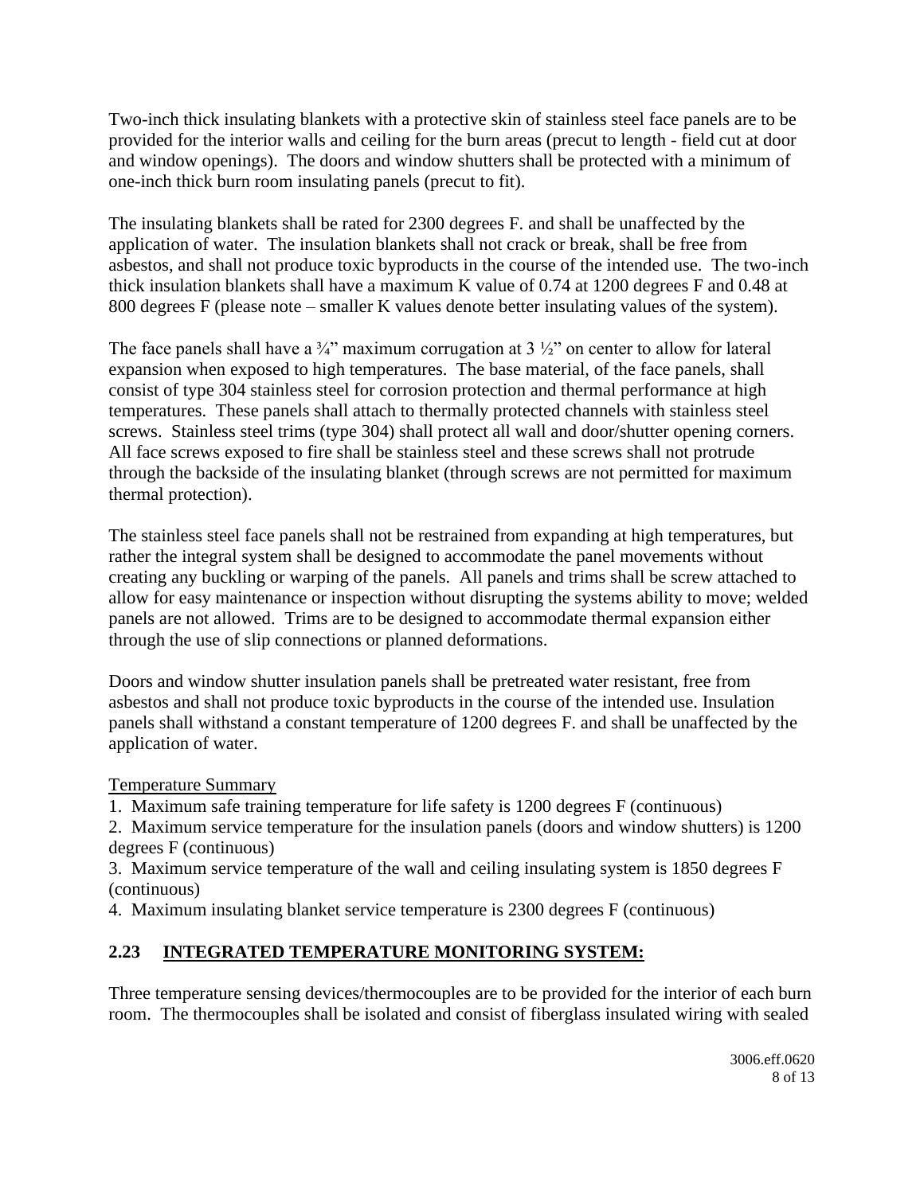Two-inch thick insulating blankets with a protective skin of stainless steel face panels are to be provided for the interior walls and ceiling for the burn areas (precut to length - field cut at door and window openings). The doors and window shutters shall be protected with a minimum of one-inch thick burn room insulating panels (precut to fit).

The insulating blankets shall be rated for 2300 degrees F. and shall be unaffected by the application of water. The insulation blankets shall not crack or break, shall be free from asbestos, and shall not produce toxic byproducts in the course of the intended use. The two-inch thick insulation blankets shall have a maximum K value of 0.74 at 1200 degrees F and 0.48 at 800 degrees F (please note – smaller K values denote better insulating values of the system).

The face panels shall have a ¾" maximum corrugation at 3 ½" on center to allow for lateral expansion when exposed to high temperatures. The base material, of the face panels, shall consist of type 304 stainless steel for corrosion protection and thermal performance at high temperatures. These panels shall attach to thermally protected channels with stainless steel screws. Stainless steel trims (type 304) shall protect all wall and door/shutter opening corners. All face screws exposed to fire shall be stainless steel and these screws shall not protrude through the backside of the insulating blanket (through screws are not permitted for maximum thermal protection).

The stainless steel face panels shall not be restrained from expanding at high temperatures, but rather the integral system shall be designed to accommodate the panel movements without creating any buckling or warping of the panels. All panels and trims shall be screw attached to allow for easy maintenance or inspection without disrupting the systems ability to move; welded panels are not allowed. Trims are to be designed to accommodate thermal expansion either through the use of slip connections or planned deformations.

Doors and window shutter insulation panels shall be pretreated water resistant, free from asbestos and shall not produce toxic byproducts in the course of the intended use. Insulation panels shall withstand a constant temperature of 1200 degrees F. and shall be unaffected by the application of water.

Temperature Summary

1. Maximum safe training temperature for life safety is 1200 degrees F (continuous)
2. Maximum service temperature for the insulation panels (doors and window shutters) is 1200 degrees F (continuous)
3. Maximum service temperature of the wall and ceiling insulating system is 1850 degrees F (continuous)
4. Maximum insulating blanket service temperature is 2300 degrees F (continuous)

## 2.23 INTEGRATED TEMPERATURE MONITORING SYSTEM:

Three temperature sensing devices/thermocouples are to be provided for the interior of each burn room. The thermocouples shall be isolated and consist of fiberglass insulated wiring with sealed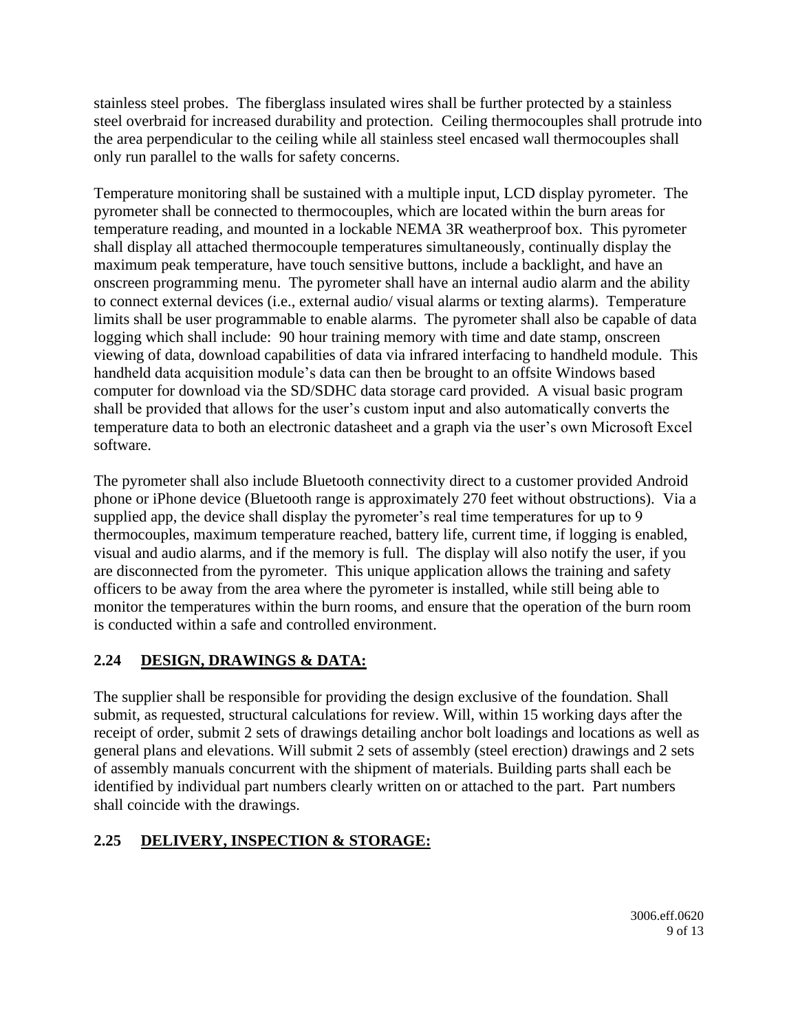stainless steel probes. The fiberglass insulated wires shall be further protected by a stainless steel overbraid for increased durability and protection. Ceiling thermocouples shall protrude into the area perpendicular to the ceiling while all stainless steel encased wall thermocouples shall only run parallel to the walls for safety concerns.

Temperature monitoring shall be sustained with a multiple input, LCD display pyrometer. The pyrometer shall be connected to thermocouples, which are located within the burn areas for temperature reading, and mounted in a lockable NEMA 3R weatherproof box. This pyrometer shall display all attached thermocouple temperatures simultaneously, continually display the maximum peak temperature, have touch sensitive buttons, include a backlight, and have an onscreen programming menu. The pyrometer shall have an internal audio alarm and the ability to connect external devices (i.e., external audio/ visual alarms or texting alarms). Temperature limits shall be user programmable to enable alarms. The pyrometer shall also be capable of data logging which shall include: 90 hour training memory with time and date stamp, onscreen viewing of data, download capabilities of data via infrared interfacing to handheld module. This handheld data acquisition module's data can then be brought to an offsite Windows based computer for download via the SD/SDHC data storage card provided. A visual basic program shall be provided that allows for the user's custom input and also automatically converts the temperature data to both an electronic datasheet and a graph via the user's own Microsoft Excel software.

The pyrometer shall also include Bluetooth connectivity direct to a customer provided Android phone or iPhone device (Bluetooth range is approximately 270 feet without obstructions). Via a supplied app, the device shall display the pyrometer's real time temperatures for up to 9 thermocouples, maximum temperature reached, battery life, current time, if logging is enabled, visual and audio alarms, and if the memory is full. The display will also notify the user, if you are disconnected from the pyrometer. This unique application allows the training and safety officers to be away from the area where the pyrometer is installed, while still being able to monitor the temperatures within the burn rooms, and ensure that the operation of the burn room is conducted within a safe and controlled environment.

## 2.24 DESIGN, DRAWINGS & DATA:

The supplier shall be responsible for providing the design exclusive of the foundation. Shall submit, as requested, structural calculations for review. Will, within 15 working days after the receipt of order, submit 2 sets of drawings detailing anchor bolt loadings and locations as well as general plans and elevations. Will submit 2 sets of assembly (steel erection) drawings and 2 sets of assembly manuals concurrent with the shipment of materials. Building parts shall each be identified by individual part numbers clearly written on or attached to the part. Part numbers shall coincide with the drawings.

## 2.25 DELIVERY, INSPECTION & STORAGE: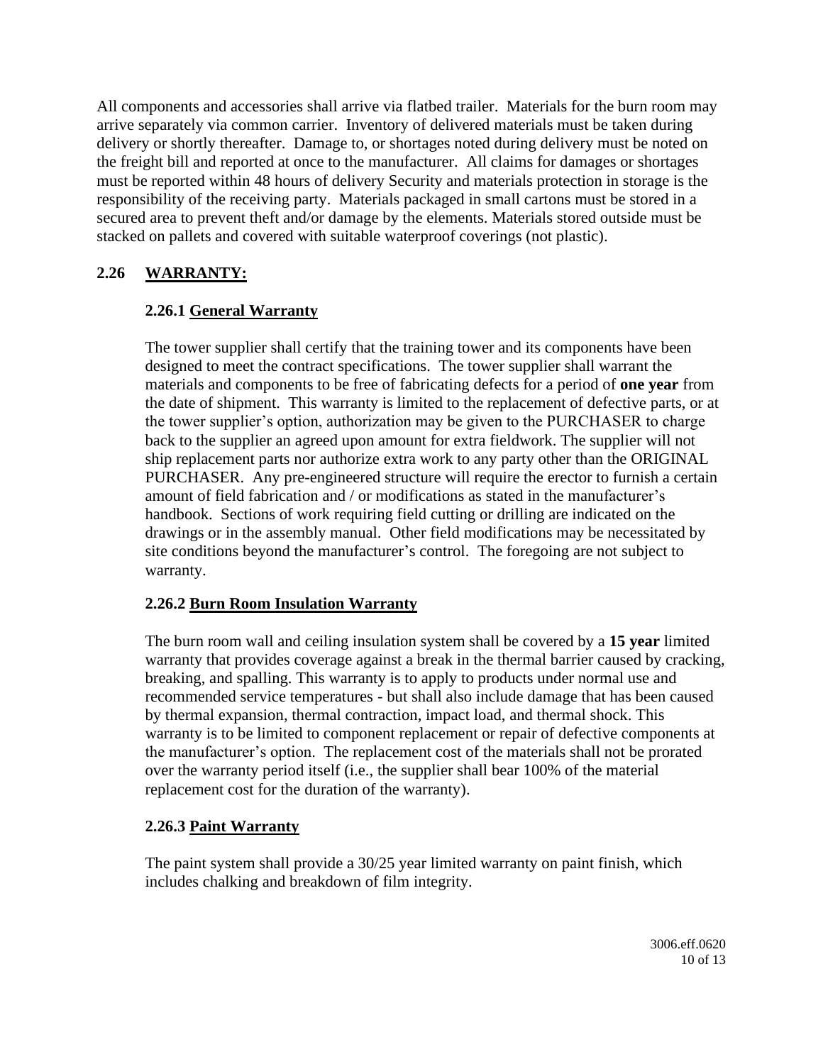All components and accessories shall arrive via flatbed trailer. Materials for the burn room may arrive separately via common carrier. Inventory of delivered materials must be taken during delivery or shortly thereafter. Damage to, or shortages noted during delivery must be noted on the freight bill and reported at once to the manufacturer. All claims for damages or shortages must be reported within 48 hours of delivery Security and materials protection in storage is the responsibility of the receiving party. Materials packaged in small cartons must be stored in a secured area to prevent theft and/or damage by the elements. Materials stored outside must be stacked on pallets and covered with suitable waterproof coverings (not plastic).

## 2.26 WARRANTY:

### 2.26.1 General Warranty

The tower supplier shall certify that the training tower and its components have been designed to meet the contract specifications. The tower supplier shall warrant the materials and components to be free of fabricating defects for a period of **one year** from the date of shipment. This warranty is limited to the replacement of defective parts, or at the tower supplier's option, authorization may be given to the PURCHASER to charge back to the supplier an agreed upon amount for extra fieldwork. The supplier will not ship replacement parts nor authorize extra work to any party other than the ORIGINAL PURCHASER. Any pre-engineered structure will require the erector to furnish a certain amount of field fabrication and / or modifications as stated in the manufacturer's handbook. Sections of work requiring field cutting or drilling are indicated on the drawings or in the assembly manual. Other field modifications may be necessitated by site conditions beyond the manufacturer's control. The foregoing are not subject to warranty.

### 2.26.2 Burn Room Insulation Warranty

The burn room wall and ceiling insulation system shall be covered by a **15 year** limited warranty that provides coverage against a break in the thermal barrier caused by cracking, breaking, and spalling. This warranty is to apply to products under normal use and recommended service temperatures - but shall also include damage that has been caused by thermal expansion, thermal contraction, impact load, and thermal shock. This warranty is to be limited to component replacement or repair of defective components at the manufacturer's option. The replacement cost of the materials shall not be prorated over the warranty period itself (i.e., the supplier shall bear 100% of the material replacement cost for the duration of the warranty).

### 2.26.3 Paint Warranty

The paint system shall provide a 30/25 year limited warranty on paint finish, which includes chalking and breakdown of film integrity.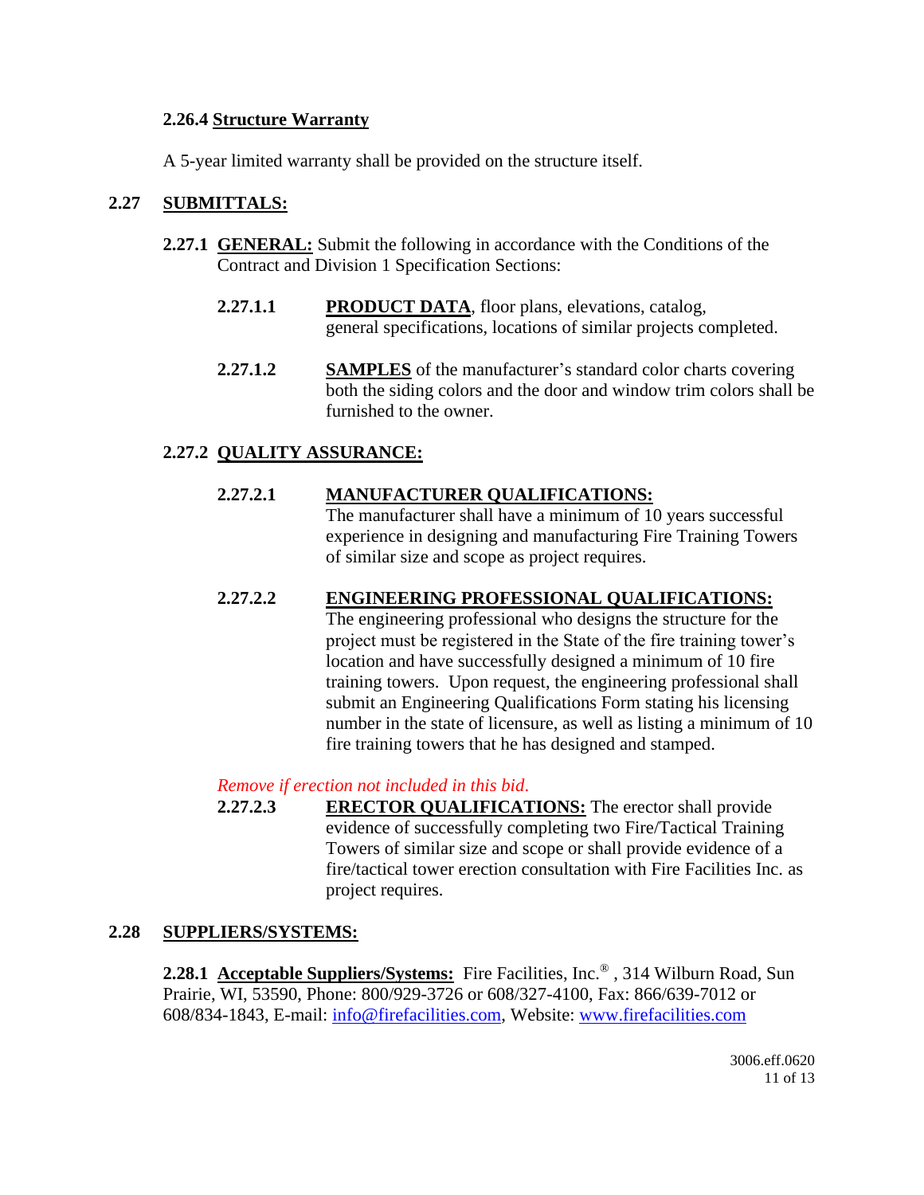**2.26.4 Structure Warranty**

A 5-year limited warranty shall be provided on the structure itself.

## 2.27 SUBMITTALS:

**2.27.1 GENERAL:** Submit the following in accordance with the Conditions of the Contract and Division 1 Specification Sections:

**2.27.1.1** **PRODUCT DATA**, floor plans, elevations, catalog, general specifications, locations of similar projects completed.

**2.27.1.2** **SAMPLES** of the manufacturer's standard color charts covering both the siding colors and the door and window trim colors shall be furnished to the owner.

**2.27.2 QUALITY ASSURANCE:**

**2.27.2.1** **MANUFACTURER QUALIFICATIONS:** The manufacturer shall have a minimum of 10 years successful experience in designing and manufacturing Fire Training Towers of similar size and scope as project requires.

**2.27.2.2** **ENGINEERING PROFESSIONAL QUALIFICATIONS:** The engineering professional who designs the structure for the project must be registered in the State of the fire training tower's location and have successfully designed a minimum of 10 fire training towers. Upon request, the engineering professional shall submit an Engineering Qualifications Form stating his licensing number in the state of licensure, as well as listing a minimum of 10 fire training towers that he has designed and stamped.

*Remove if erection not included in this bid.*

**2.27.2.3** **ERECTOR QUALIFICATIONS:** The erector shall provide evidence of successfully completing two Fire/Tactical Training Towers of similar size and scope or shall provide evidence of a fire/tactical tower erection consultation with Fire Facilities Inc. as project requires.

## 2.28 SUPPLIERS/SYSTEMS:

**2.28.1 Acceptable Suppliers/Systems:** Fire Facilities, Inc.® , 314 Wilburn Road, Sun Prairie, WI, 53590, Phone: 800/929-3726 or 608/327-4100, Fax: 866/639-7012 or 608/834-1843, E-mail: info@firefacilities.com, Website: www.firefacilities.com

3006.eff.0620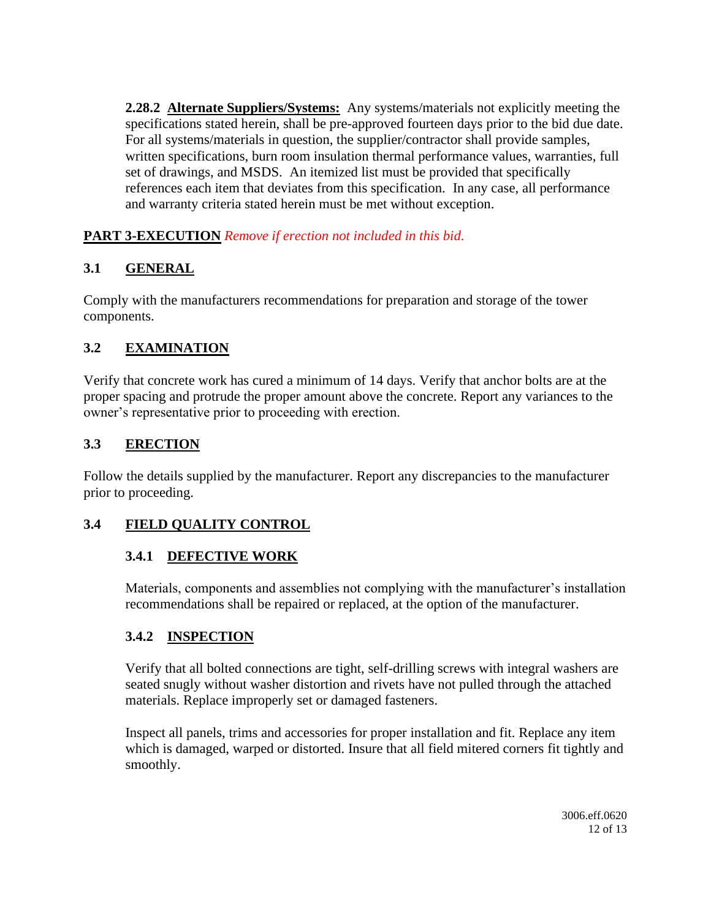**2.28.2 Alternate Suppliers/Systems:** Any systems/materials not explicitly meeting the specifications stated herein, shall be pre-approved fourteen days prior to the bid due date. For all systems/materials in question, the supplier/contractor shall provide samples, written specifications, burn room insulation thermal performance values, warranties, full set of drawings, and MSDS. An itemized list must be provided that specifically references each item that deviates from this specification. In any case, all performance and warranty criteria stated herein must be met without exception.

## PART 3-EXECUTION *Remove if erection not included in this bid.*

### 3.1 GENERAL

Comply with the manufacturers recommendations for preparation and storage of the tower components.

### 3.2 EXAMINATION

Verify that concrete work has cured a minimum of 14 days. Verify that anchor bolts are at the proper spacing and protrude the proper amount above the concrete. Report any variances to the owner's representative prior to proceeding with erection.

### 3.3 ERECTION

Follow the details supplied by the manufacturer. Report any discrepancies to the manufacturer prior to proceeding.

### 3.4 FIELD QUALITY CONTROL

#### 3.4.1 DEFECTIVE WORK

Materials, components and assemblies not complying with the manufacturer's installation recommendations shall be repaired or replaced, at the option of the manufacturer.

#### 3.4.2 INSPECTION

Verify that all bolted connections are tight, self-drilling screws with integral washers are seated snugly without washer distortion and rivets have not pulled through the attached materials. Replace improperly set or damaged fasteners.

Inspect all panels, trims and accessories for proper installation and fit. Replace any item which is damaged, warped or distorted. Insure that all field mitered corners fit tightly and smoothly.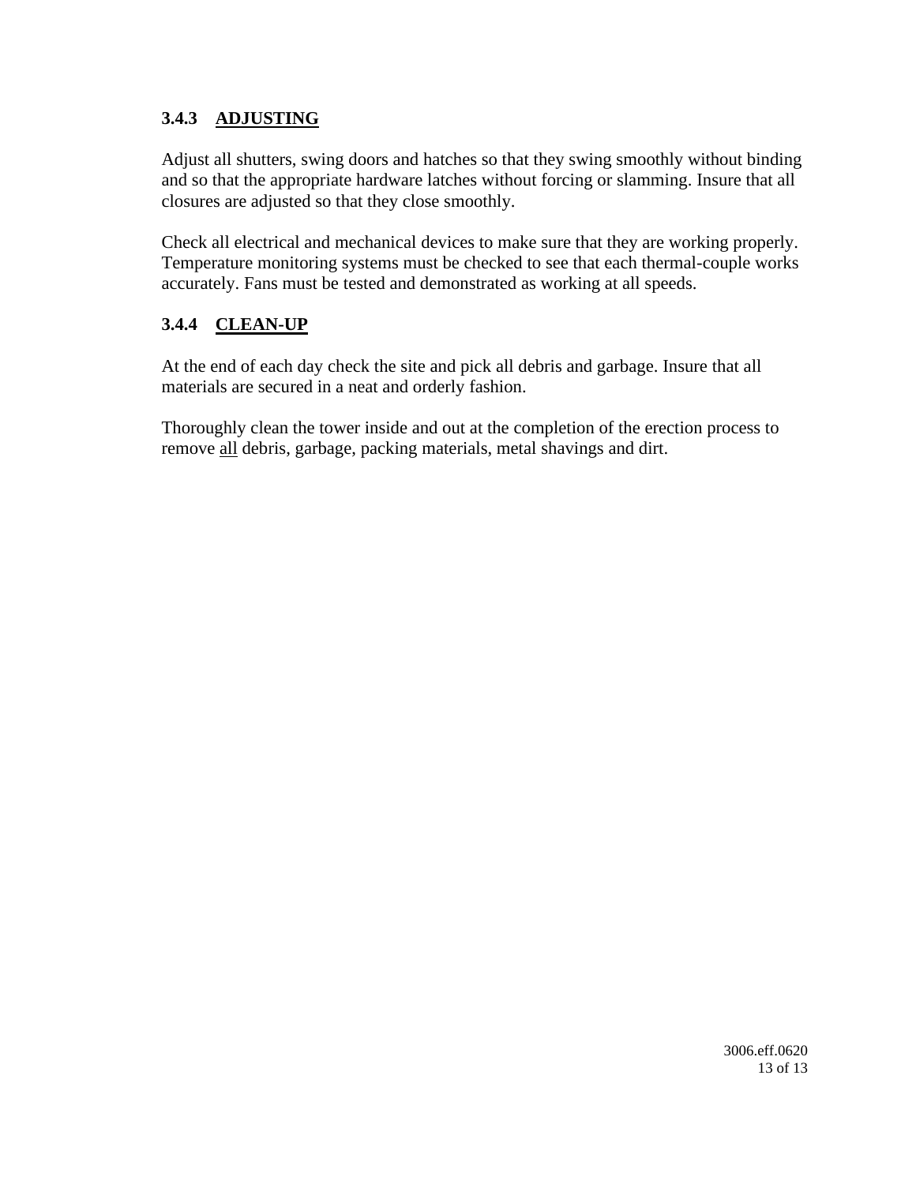### 3.4.3 ADJUSTING

Adjust all shutters, swing doors and hatches so that they swing smoothly without binding and so that the appropriate hardware latches without forcing or slamming. Insure that all closures are adjusted so that they close smoothly.

Check all electrical and mechanical devices to make sure that they are working properly. Temperature monitoring systems must be checked to see that each thermal-couple works accurately. Fans must be tested and demonstrated as working at all speeds.

### 3.4.4 CLEAN-UP

At the end of each day check the site and pick all debris and garbage. Insure that all materials are secured in a neat and orderly fashion.

Thoroughly clean the tower inside and out at the completion of the erection process to remove <u>all</u> debris, garbage, packing materials, metal shavings and dirt.